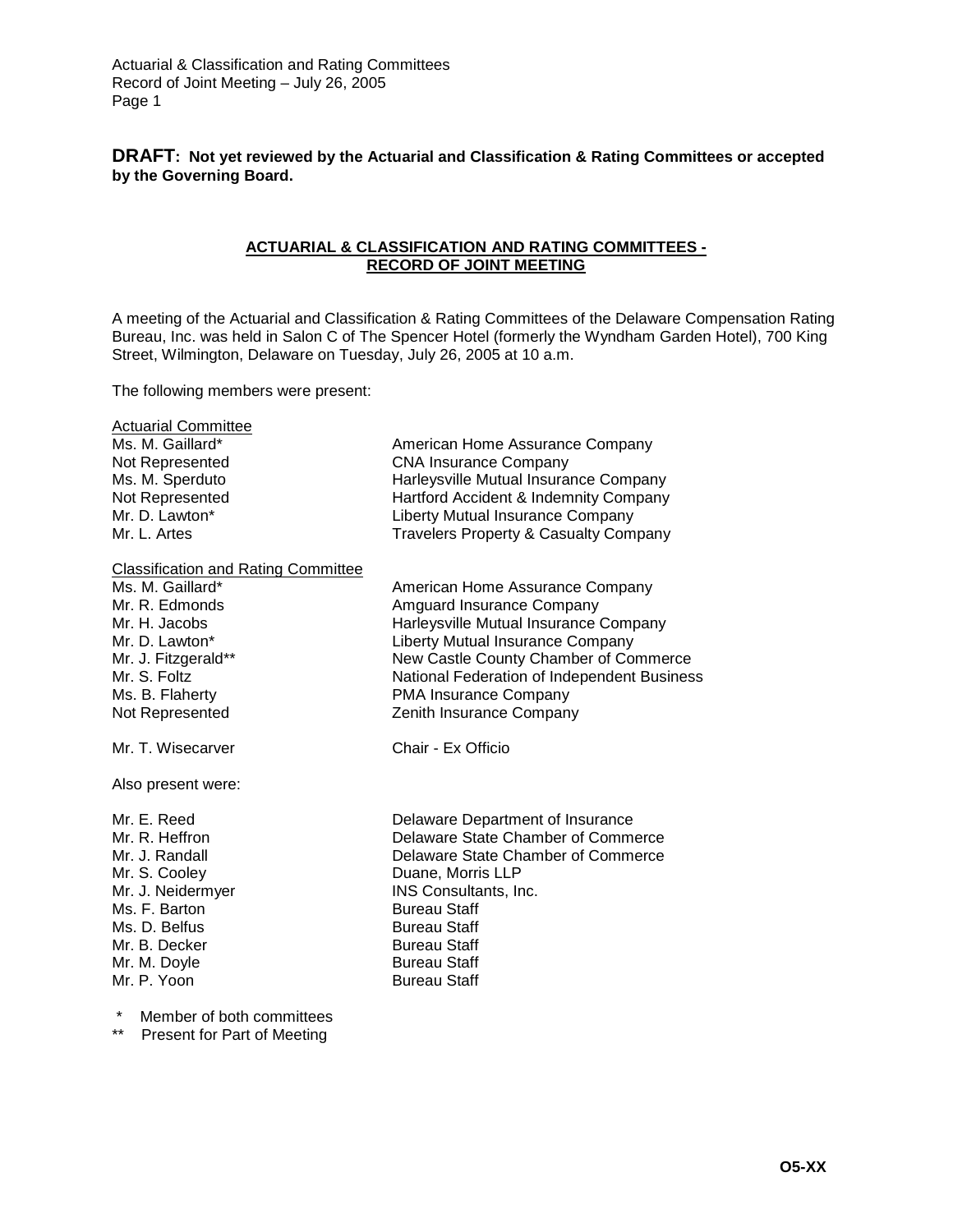**DRAFT: Not yet reviewed by the Actuarial and Classification & Rating Committees or accepted by the Governing Board.**

## ACTUARIAL & CLASSIFICATION AND RATING COMMITTEES - RECORD OF JOINT MEETING

A meeting of the Actuarial and Classification & Rating Committees of the Delaware Compensation Rating Bureau, Inc. was held in Salon C of The Spencer Hotel (formerly the Wyndham Garden Hotel), 700 King Street, Wilmington, Delaware on Tuesday, July 26, 2005 at 10 a.m.

The following members were present:

Actuarial Committee

| | |
|---|---|
| Ms. M. Gaillard* | American Home Assurance Company |
| Not Represented | CNA Insurance Company |
| Ms. M. Sperduto | Harleysville Mutual Insurance Company |
| Not Represented | Hartford Accident & Indemnity Company |
| Mr. D. Lawton* | Liberty Mutual Insurance Company |
| Mr. L. Artes | Travelers Property & Casualty Company |

Classification and Rating Committee

| | |
|---|---|
| Ms. M. Gaillard* | American Home Assurance Company |
| Mr. R. Edmonds | Amguard Insurance Company |
| Mr. H. Jacobs | Harleysville Mutual Insurance Company |
| Mr. D. Lawton* | Liberty Mutual Insurance Company |
| Mr. J. Fitzgerald** | New Castle County Chamber of Commerce |
| Mr. S. Foltz | National Federation of Independent Business |
| Ms. B. Flaherty | PMA Insurance Company |
| Not Represented | Zenith Insurance Company |

| | |
|---|---|
| Mr. T. Wisecarver | Chair - Ex Officio |

Also present were:

| | |
|---|---|
| Mr. E. Reed | Delaware Department of Insurance |
| Mr. R. Heffron | Delaware State Chamber of Commerce |
| Mr. J. Randall | Delaware State Chamber of Commerce |
| Mr. S. Cooley | Duane, Morris LLP |
| Mr. J. Neidermyer | INS Consultants, Inc. |
| Ms. F. Barton | Bureau Staff |
| Ms. D. Belfus | Bureau Staff |
| Mr. B. Decker | Bureau Staff |
| Mr. M. Doyle | Bureau Staff |
| Mr. P. Yoon | Bureau Staff |

\* Member of both committees

\** Present for Part of Meeting

O5-XX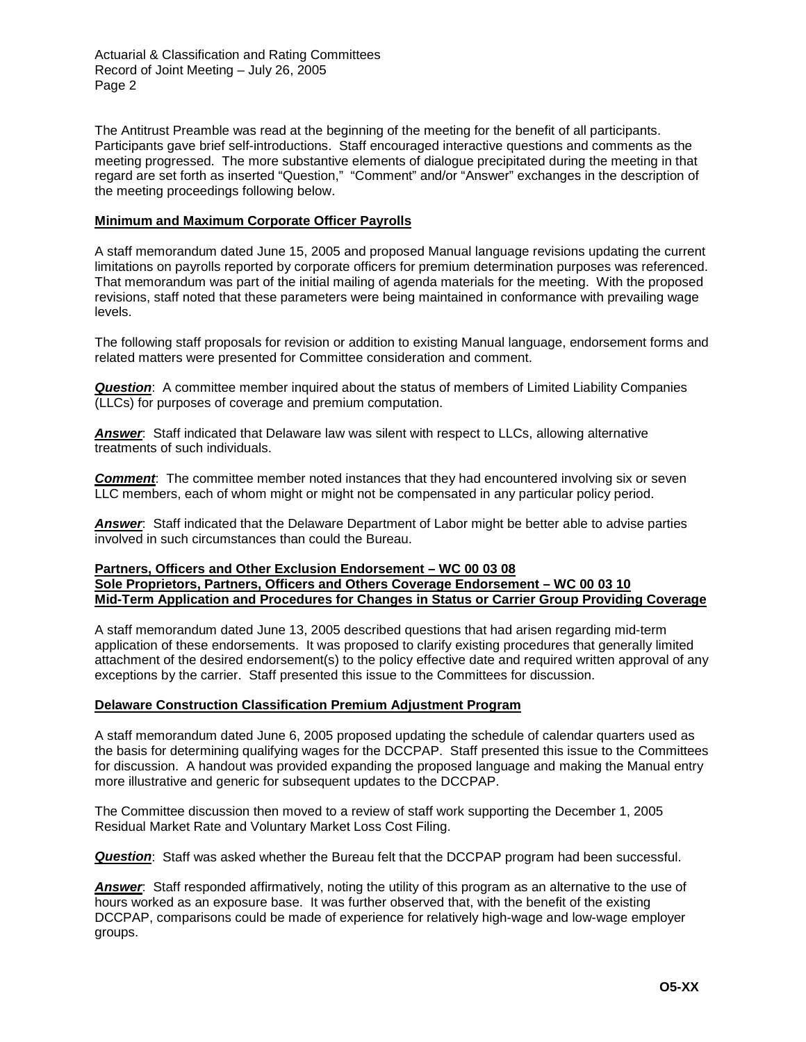The Antitrust Preamble was read at the beginning of the meeting for the benefit of all participants. Participants gave brief self-introductions. Staff encouraged interactive questions and comments as the meeting progressed. The more substantive elements of dialogue precipitated during the meeting in that regard are set forth as inserted "Question," "Comment" and/or "Answer" exchanges in the description of the meeting proceedings following below.

**Minimum and Maximum Corporate Officer Payrolls**

A staff memorandum dated June 15, 2005 and proposed Manual language revisions updating the current limitations on payrolls reported by corporate officers for premium determination purposes was referenced. That memorandum was part of the initial mailing of agenda materials for the meeting. With the proposed revisions, staff noted that these parameters were being maintained in conformance with prevailing wage levels.

The following staff proposals for revision or addition to existing Manual language, endorsement forms and related matters were presented for Committee consideration and comment.

***Question***: A committee member inquired about the status of members of Limited Liability Companies (LLCs) for purposes of coverage and premium computation.

***Answer***: Staff indicated that Delaware law was silent with respect to LLCs, allowing alternative treatments of such individuals.

***Comment***: The committee member noted instances that they had encountered involving six or seven LLC members, each of whom might or might not be compensated in any particular policy period.

***Answer***: Staff indicated that the Delaware Department of Labor might be better able to advise parties involved in such circumstances than could the Bureau.

**Partners, Officers and Other Exclusion Endorsement – WC 00 03 08**
**Sole Proprietors, Partners, Officers and Others Coverage Endorsement – WC 00 03 10**
**Mid-Term Application and Procedures for Changes in Status or Carrier Group Providing Coverage**

A staff memorandum dated June 13, 2005 described questions that had arisen regarding mid-term application of these endorsements. It was proposed to clarify existing procedures that generally limited attachment of the desired endorsement(s) to the policy effective date and required written approval of any exceptions by the carrier. Staff presented this issue to the Committees for discussion.

**Delaware Construction Classification Premium Adjustment Program**

A staff memorandum dated June 6, 2005 proposed updating the schedule of calendar quarters used as the basis for determining qualifying wages for the DCCPAP. Staff presented this issue to the Committees for discussion. A handout was provided expanding the proposed language and making the Manual entry more illustrative and generic for subsequent updates to the DCCPAP.

The Committee discussion then moved to a review of staff work supporting the December 1, 2005 Residual Market Rate and Voluntary Market Loss Cost Filing.

***Question***: Staff was asked whether the Bureau felt that the DCCPAP program had been successful.

***Answer***: Staff responded affirmatively, noting the utility of this program as an alternative to the use of hours worked as an exposure base. It was further observed that, with the benefit of the existing DCCPAP, comparisons could be made of experience for relatively high-wage and low-wage employer groups.

**O5-XX**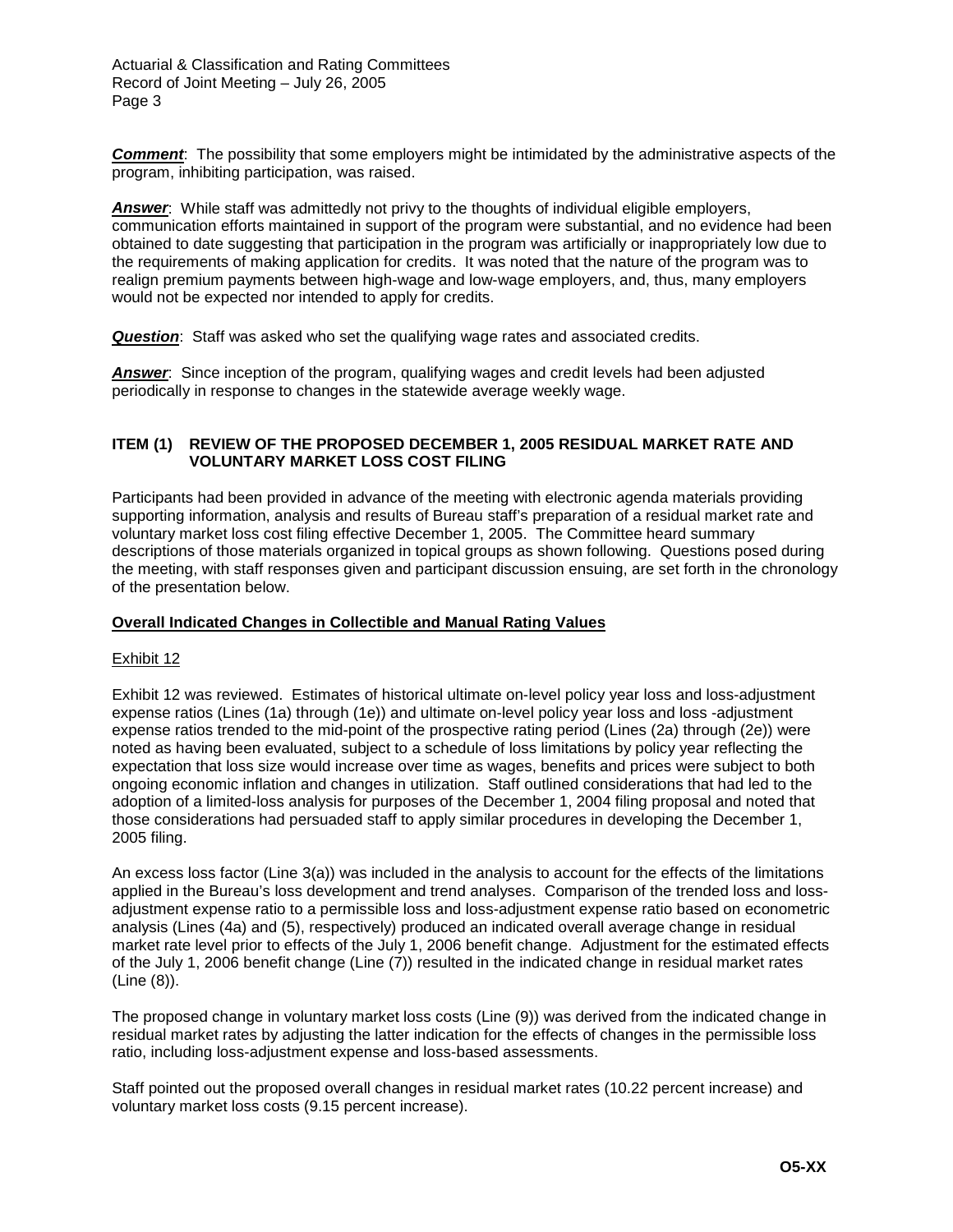***Comment***: The possibility that some employers might be intimidated by the administrative aspects of the program, inhibiting participation, was raised.

***Answer***: While staff was admittedly not privy to the thoughts of individual eligible employers, communication efforts maintained in support of the program were substantial, and no evidence had been obtained to date suggesting that participation in the program was artificially or inappropriately low due to the requirements of making application for credits. It was noted that the nature of the program was to realign premium payments between high-wage and low-wage employers, and, thus, many employers would not be expected nor intended to apply for credits.

***Question***: Staff was asked who set the qualifying wage rates and associated credits.

***Answer***: Since inception of the program, qualifying wages and credit levels had been adjusted periodically in response to changes in the statewide average weekly wage.

## ITEM (1) REVIEW OF THE PROPOSED DECEMBER 1, 2005 RESIDUAL MARKET RATE AND VOLUNTARY MARKET LOSS COST FILING

Participants had been provided in advance of the meeting with electronic agenda materials providing supporting information, analysis and results of Bureau staff's preparation of a residual market rate and voluntary market loss cost filing effective December 1, 2005. The Committee heard summary descriptions of those materials organized in topical groups as shown following. Questions posed during the meeting, with staff responses given and participant discussion ensuing, are set forth in the chronology of the presentation below.

### Overall Indicated Changes in Collectible and Manual Rating Values

Exhibit 12

Exhibit 12 was reviewed. Estimates of historical ultimate on-level policy year loss and loss-adjustment expense ratios (Lines (1a) through (1e)) and ultimate on-level policy year loss and loss -adjustment expense ratios trended to the mid-point of the prospective rating period (Lines (2a) through (2e)) were noted as having been evaluated, subject to a schedule of loss limitations by policy year reflecting the expectation that loss size would increase over time as wages, benefits and prices were subject to both ongoing economic inflation and changes in utilization. Staff outlined considerations that had led to the adoption of a limited-loss analysis for purposes of the December 1, 2004 filing proposal and noted that those considerations had persuaded staff to apply similar procedures in developing the December 1, 2005 filing.

An excess loss factor (Line 3(a)) was included in the analysis to account for the effects of the limitations applied in the Bureau's loss development and trend analyses. Comparison of the trended loss and loss-adjustment expense ratio to a permissible loss and loss-adjustment expense ratio based on econometric analysis (Lines (4a) and (5), respectively) produced an indicated overall average change in residual market rate level prior to effects of the July 1, 2006 benefit change. Adjustment for the estimated effects of the July 1, 2006 benefit change (Line (7)) resulted in the indicated change in residual market rates (Line (8)).

The proposed change in voluntary market loss costs (Line (9)) was derived from the indicated change in residual market rates by adjusting the latter indication for the effects of changes in the permissible loss ratio, including loss-adjustment expense and loss-based assessments.

Staff pointed out the proposed overall changes in residual market rates (10.22 percent increase) and voluntary market loss costs (9.15 percent increase).

**O5-XX**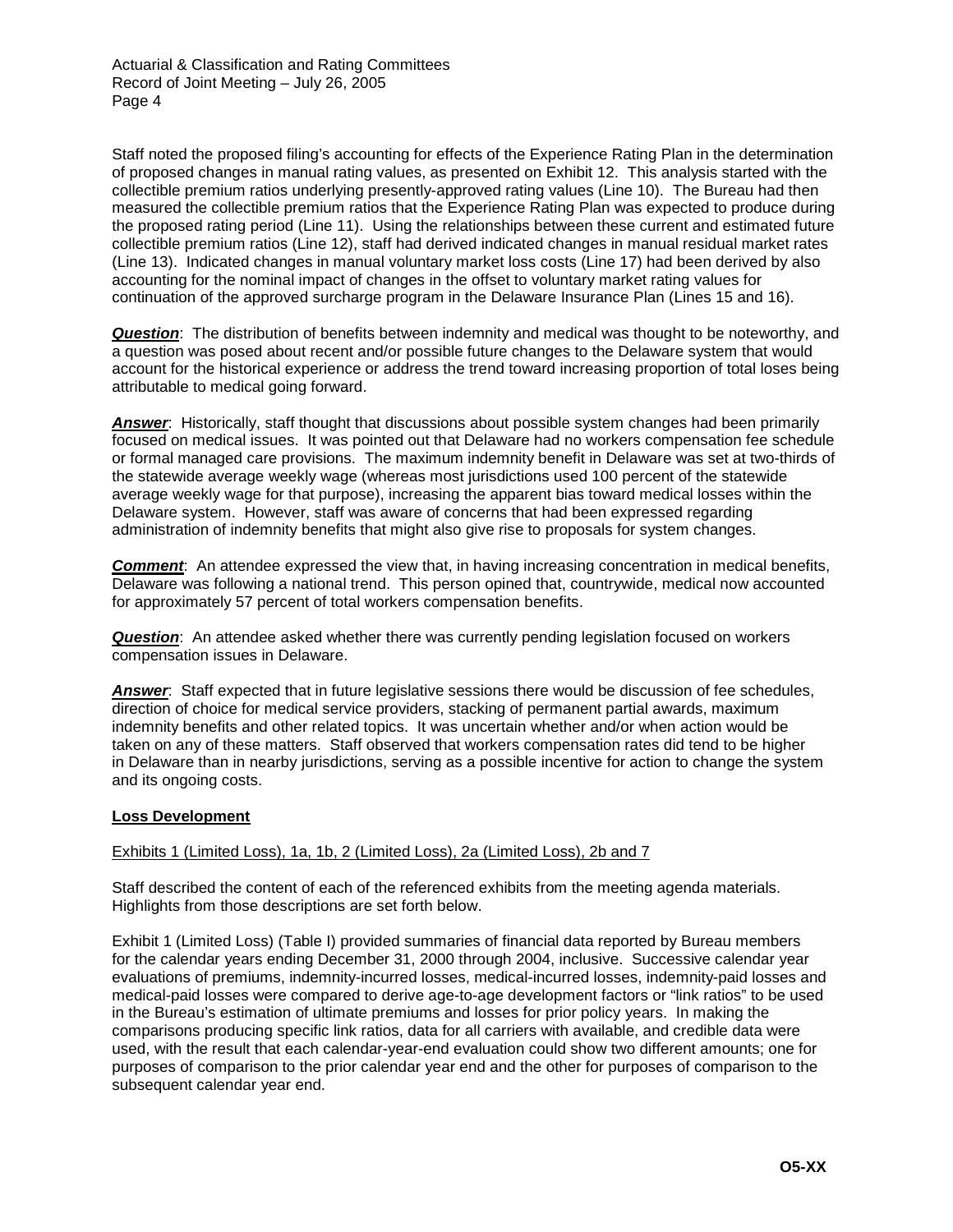Staff noted the proposed filing's accounting for effects of the Experience Rating Plan in the determination of proposed changes in manual rating values, as presented on Exhibit 12. This analysis started with the collectible premium ratios underlying presently-approved rating values (Line 10). The Bureau had then measured the collectible premium ratios that the Experience Rating Plan was expected to produce during the proposed rating period (Line 11). Using the relationships between these current and estimated future collectible premium ratios (Line 12), staff had derived indicated changes in manual residual market rates (Line 13). Indicated changes in manual voluntary market loss costs (Line 17) had been derived by also accounting for the nominal impact of changes in the offset to voluntary market rating values for continuation of the approved surcharge program in the Delaware Insurance Plan (Lines 15 and 16).

***Question***: The distribution of benefits between indemnity and medical was thought to be noteworthy, and a question was posed about recent and/or possible future changes to the Delaware system that would account for the historical experience or address the trend toward increasing proportion of total loses being attributable to medical going forward.

***Answer***: Historically, staff thought that discussions about possible system changes had been primarily focused on medical issues. It was pointed out that Delaware had no workers compensation fee schedule or formal managed care provisions. The maximum indemnity benefit in Delaware was set at two-thirds of the statewide average weekly wage (whereas most jurisdictions used 100 percent of the statewide average weekly wage for that purpose), increasing the apparent bias toward medical losses within the Delaware system. However, staff was aware of concerns that had been expressed regarding administration of indemnity benefits that might also give rise to proposals for system changes.

***Comment***: An attendee expressed the view that, in having increasing concentration in medical benefits, Delaware was following a national trend. This person opined that, countrywide, medical now accounted for approximately 57 percent of total workers compensation benefits.

***Question***: An attendee asked whether there was currently pending legislation focused on workers compensation issues in Delaware.

***Answer***: Staff expected that in future legislative sessions there would be discussion of fee schedules, direction of choice for medical service providers, stacking of permanent partial awards, maximum indemnity benefits and other related topics. It was uncertain whether and/or when action would be taken on any of these matters. Staff observed that workers compensation rates did tend to be higher in Delaware than in nearby jurisdictions, serving as a possible incentive for action to change the system and its ongoing costs.

**Loss Development**

Exhibits 1 (Limited Loss), 1a, 1b, 2 (Limited Loss), 2a (Limited Loss), 2b and 7

Staff described the content of each of the referenced exhibits from the meeting agenda materials. Highlights from those descriptions are set forth below.

Exhibit 1 (Limited Loss) (Table I) provided summaries of financial data reported by Bureau members for the calendar years ending December 31, 2000 through 2004, inclusive. Successive calendar year evaluations of premiums, indemnity-incurred losses, medical-incurred losses, indemnity-paid losses and medical-paid losses were compared to derive age-to-age development factors or "link ratios" to be used in the Bureau's estimation of ultimate premiums and losses for prior policy years. In making the comparisons producing specific link ratios, data for all carriers with available, and credible data were used, with the result that each calendar-year-end evaluation could show two different amounts; one for purposes of comparison to the prior calendar year end and the other for purposes of comparison to the subsequent calendar year end.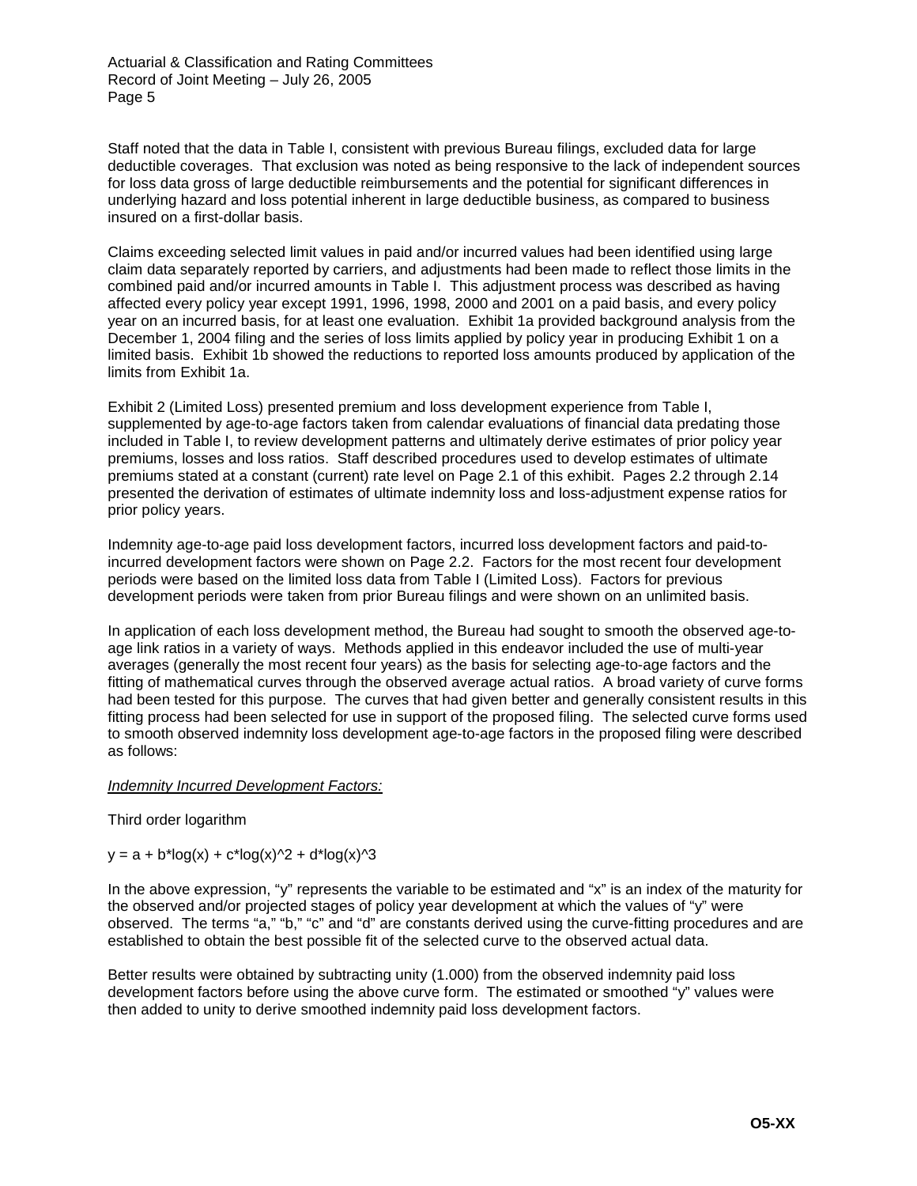Staff noted that the data in Table I, consistent with previous Bureau filings, excluded data for large deductible coverages. That exclusion was noted as being responsive to the lack of independent sources for loss data gross of large deductible reimbursements and the potential for significant differences in underlying hazard and loss potential inherent in large deductible business, as compared to business insured on a first-dollar basis.

Claims exceeding selected limit values in paid and/or incurred values had been identified using large claim data separately reported by carriers, and adjustments had been made to reflect those limits in the combined paid and/or incurred amounts in Table I. This adjustment process was described as having affected every policy year except 1991, 1996, 1998, 2000 and 2001 on a paid basis, and every policy year on an incurred basis, for at least one evaluation. Exhibit 1a provided background analysis from the December 1, 2004 filing and the series of loss limits applied by policy year in producing Exhibit 1 on a limited basis. Exhibit 1b showed the reductions to reported loss amounts produced by application of the limits from Exhibit 1a.

Exhibit 2 (Limited Loss) presented premium and loss development experience from Table I, supplemented by age-to-age factors taken from calendar evaluations of financial data predating those included in Table I, to review development patterns and ultimately derive estimates of prior policy year premiums, losses and loss ratios. Staff described procedures used to develop estimates of ultimate premiums stated at a constant (current) rate level on Page 2.1 of this exhibit. Pages 2.2 through 2.14 presented the derivation of estimates of ultimate indemnity loss and loss-adjustment expense ratios for prior policy years.

Indemnity age-to-age paid loss development factors, incurred loss development factors and paid-to-incurred development factors were shown on Page 2.2. Factors for the most recent four development periods were based on the limited loss data from Table I (Limited Loss). Factors for previous development periods were taken from prior Bureau filings and were shown on an unlimited basis.

In application of each loss development method, the Bureau had sought to smooth the observed age-to-age link ratios in a variety of ways. Methods applied in this endeavor included the use of multi-year averages (generally the most recent four years) as the basis for selecting age-to-age factors and the fitting of mathematical curves through the observed average actual ratios. A broad variety of curve forms had been tested for this purpose. The curves that had given better and generally consistent results in this fitting process had been selected for use in support of the proposed filing. The selected curve forms used to smooth observed indemnity loss development age-to-age factors in the proposed filing were described as follows:

*Indemnity Incurred Development Factors:*

Third order logarithm

$$y = a + b*\log(x) + c*\log(x)^2 + d*\log(x)^3$$

In the above expression, "y" represents the variable to be estimated and "x" is an index of the maturity for the observed and/or projected stages of policy year development at which the values of "y" were observed. The terms "a," "b," "c" and "d" are constants derived using the curve-fitting procedures and are established to obtain the best possible fit of the selected curve to the observed actual data.

Better results were obtained by subtracting unity (1.000) from the observed indemnity paid loss development factors before using the above curve form. The estimated or smoothed "y" values were then added to unity to derive smoothed indemnity paid loss development factors.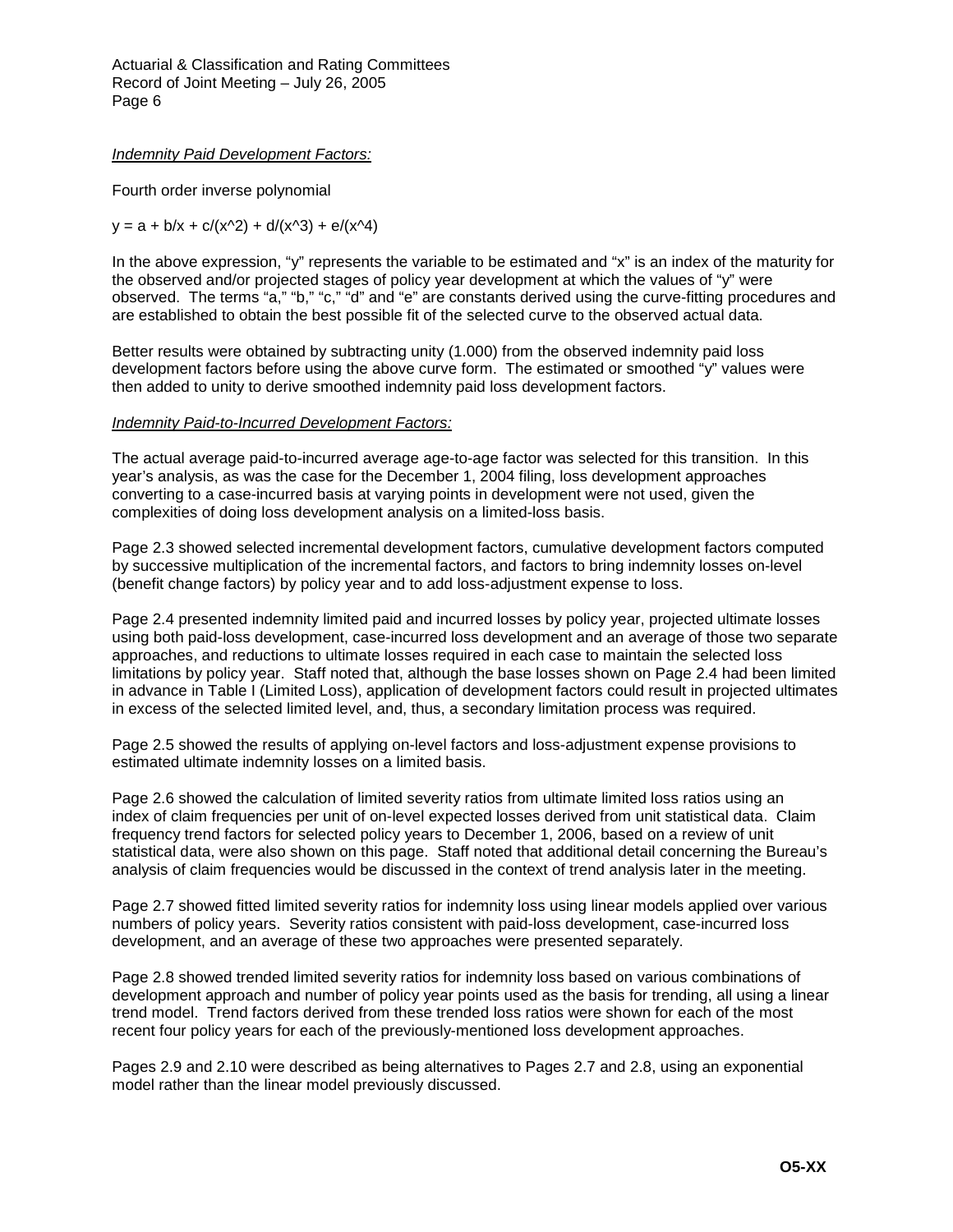*Indemnity Paid Development Factors:*

Fourth order inverse polynomial

$y = a + b/x + c/(x^2) + d/(x^3) + e/(x^4)$

In the above expression, "y" represents the variable to be estimated and "x" is an index of the maturity for the observed and/or projected stages of policy year development at which the values of "y" were observed. The terms "a," "b," "c," "d" and "e" are constants derived using the curve-fitting procedures and are established to obtain the best possible fit of the selected curve to the observed actual data.

Better results were obtained by subtracting unity (1.000) from the observed indemnity paid loss development factors before using the above curve form. The estimated or smoothed "y" values were then added to unity to derive smoothed indemnity paid loss development factors.

*Indemnity Paid-to-Incurred Development Factors:*

The actual average paid-to-incurred average age-to-age factor was selected for this transition. In this year's analysis, as was the case for the December 1, 2004 filing, loss development approaches converting to a case-incurred basis at varying points in development were not used, given the complexities of doing loss development analysis on a limited-loss basis.

Page 2.3 showed selected incremental development factors, cumulative development factors computed by successive multiplication of the incremental factors, and factors to bring indemnity losses on-level (benefit change factors) by policy year and to add loss-adjustment expense to loss.

Page 2.4 presented indemnity limited paid and incurred losses by policy year, projected ultimate losses using both paid-loss development, case-incurred loss development and an average of those two separate approaches, and reductions to ultimate losses required in each case to maintain the selected loss limitations by policy year. Staff noted that, although the base losses shown on Page 2.4 had been limited in advance in Table I (Limited Loss), application of development factors could result in projected ultimates in excess of the selected limited level, and, thus, a secondary limitation process was required.

Page 2.5 showed the results of applying on-level factors and loss-adjustment expense provisions to estimated ultimate indemnity losses on a limited basis.

Page 2.6 showed the calculation of limited severity ratios from ultimate limited loss ratios using an index of claim frequencies per unit of on-level expected losses derived from unit statistical data. Claim frequency trend factors for selected policy years to December 1, 2006, based on a review of unit statistical data, were also shown on this page. Staff noted that additional detail concerning the Bureau's analysis of claim frequencies would be discussed in the context of trend analysis later in the meeting.

Page 2.7 showed fitted limited severity ratios for indemnity loss using linear models applied over various numbers of policy years. Severity ratios consistent with paid-loss development, case-incurred loss development, and an average of these two approaches were presented separately.

Page 2.8 showed trended limited severity ratios for indemnity loss based on various combinations of development approach and number of policy year points used as the basis for trending, all using a linear trend model. Trend factors derived from these trended loss ratios were shown for each of the most recent four policy years for each of the previously-mentioned loss development approaches.

Pages 2.9 and 2.10 were described as being alternatives to Pages 2.7 and 2.8, using an exponential model rather than the linear model previously discussed.

**O5-XX**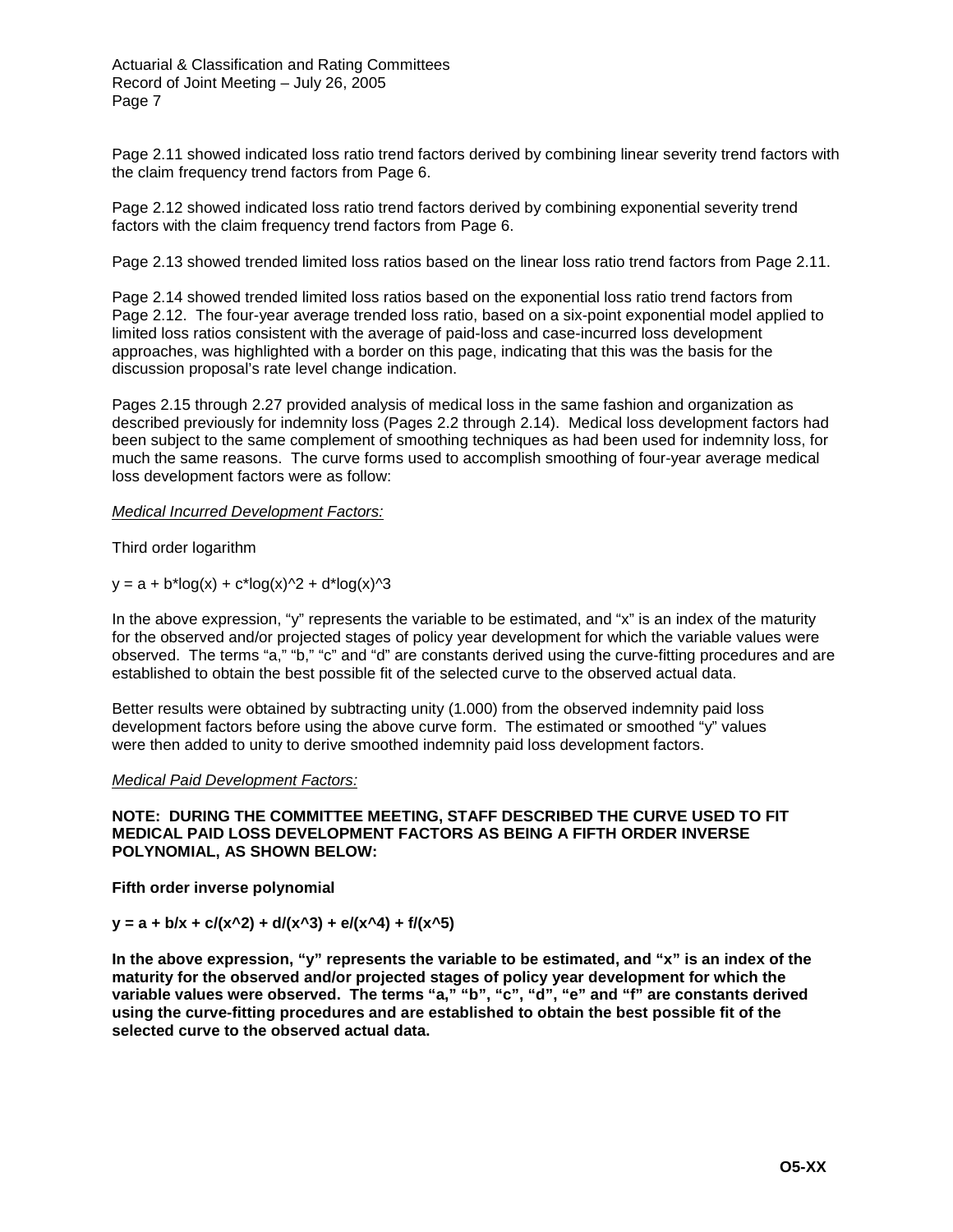Page 2.11 showed indicated loss ratio trend factors derived by combining linear severity trend factors with the claim frequency trend factors from Page 6.

Page 2.12 showed indicated loss ratio trend factors derived by combining exponential severity trend factors with the claim frequency trend factors from Page 6.

Page 2.13 showed trended limited loss ratios based on the linear loss ratio trend factors from Page 2.11.

Page 2.14 showed trended limited loss ratios based on the exponential loss ratio trend factors from Page 2.12. The four-year average trended loss ratio, based on a six-point exponential model applied to limited loss ratios consistent with the average of paid-loss and case-incurred loss development approaches, was highlighted with a border on this page, indicating that this was the basis for the discussion proposal's rate level change indication.

Pages 2.15 through 2.27 provided analysis of medical loss in the same fashion and organization as described previously for indemnity loss (Pages 2.2 through 2.14). Medical loss development factors had been subject to the same complement of smoothing techniques as had been used for indemnity loss, for much the same reasons. The curve forms used to accomplish smoothing of four-year average medical loss development factors were as follow:

*Medical Incurred Development Factors:*

Third order logarithm

$$y = a + b*\log(x) + c*\log(x)^2 + d*\log(x)^3$$

In the above expression, "y" represents the variable to be estimated, and "x" is an index of the maturity for the observed and/or projected stages of policy year development for which the variable values were observed. The terms "a," "b," "c" and "d" are constants derived using the curve-fitting procedures and are established to obtain the best possible fit of the selected curve to the observed actual data.

Better results were obtained by subtracting unity (1.000) from the observed indemnity paid loss development factors before using the above curve form. The estimated or smoothed "y" values were then added to unity to derive smoothed indemnity paid loss development factors.

*Medical Paid Development Factors:*

**NOTE: DURING THE COMMITTEE MEETING, STAFF DESCRIBED THE CURVE USED TO FIT MEDICAL PAID LOSS DEVELOPMENT FACTORS AS BEING A FIFTH ORDER INVERSE POLYNOMIAL, AS SHOWN BELOW:**

**Fifth order inverse polynomial**

$$y = a + b/x + c/(x^2) + d/(x^3) + e/(x^4) + f/(x^5)$$

**In the above expression, "y" represents the variable to be estimated, and "x" is an index of the maturity for the observed and/or projected stages of policy year development for which the variable values were observed. The terms "a," "b", "c", "d", "e" and "f" are constants derived using the curve-fitting procedures and are established to obtain the best possible fit of the selected curve to the observed actual data.**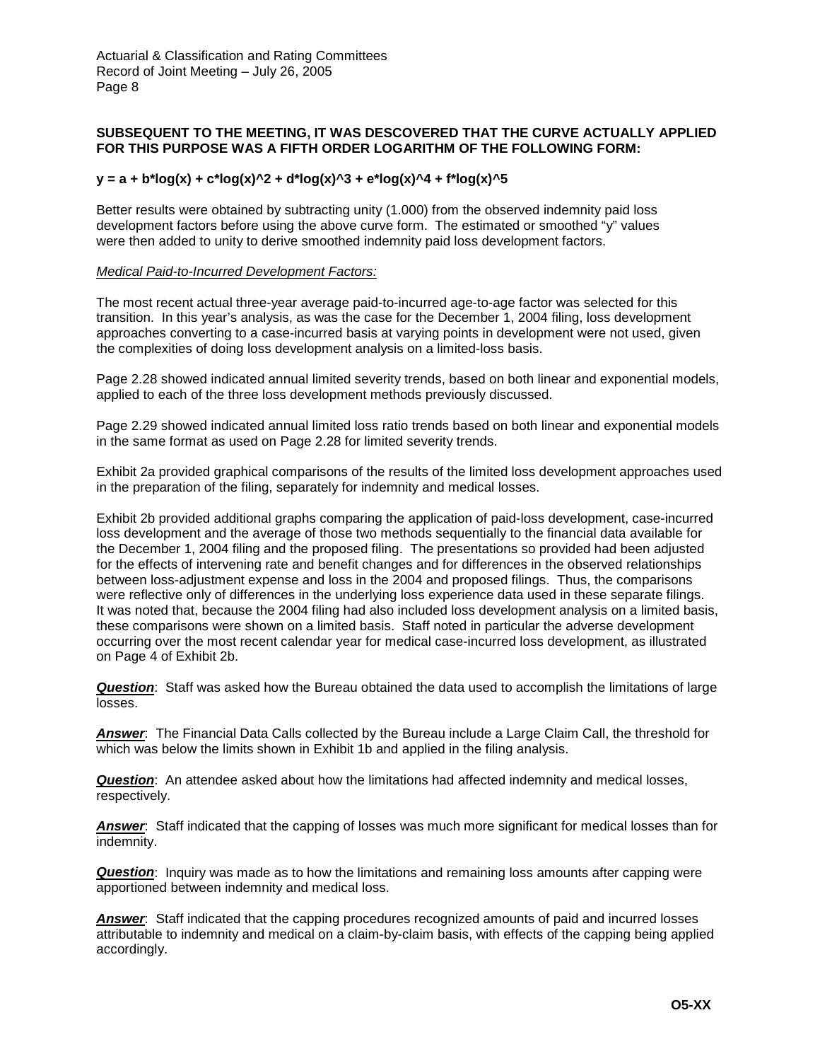**SUBSEQUENT TO THE MEETING, IT WAS DISCOVERED THAT THE CURVE ACTUALLY APPLIED FOR THIS PURPOSE WAS A FIFTH ORDER LOGARITHM OF THE FOLLOWING FORM:**

$$y = a + b \cdot \log(x) + c \cdot \log(x)^2 + d \cdot \log(x)^3 + e \cdot \log(x)^4 + f \cdot \log(x)^5$$

Better results were obtained by subtracting unity (1.000) from the observed indemnity paid loss development factors before using the above curve form. The estimated or smoothed "y" values were then added to unity to derive smoothed indemnity paid loss development factors.

*Medical Paid-to-Incurred Development Factors:*

The most recent actual three-year average paid-to-incurred age-to-age factor was selected for this transition. In this year's analysis, as was the case for the December 1, 2004 filing, loss development approaches converting to a case-incurred basis at varying points in development were not used, given the complexities of doing loss development analysis on a limited-loss basis.

Page 2.28 showed indicated annual limited severity trends, based on both linear and exponential models, applied to each of the three loss development methods previously discussed.

Page 2.29 showed indicated annual limited loss ratio trends based on both linear and exponential models in the same format as used on Page 2.28 for limited severity trends.

Exhibit 2a provided graphical comparisons of the results of the limited loss development approaches used in the preparation of the filing, separately for indemnity and medical losses.

Exhibit 2b provided additional graphs comparing the application of paid-loss development, case-incurred loss development and the average of those two methods sequentially to the financial data available for the December 1, 2004 filing and the proposed filing. The presentations so provided had been adjusted for the effects of intervening rate and benefit changes and for differences in the observed relationships between loss-adjustment expense and loss in the 2004 and proposed filings. Thus, the comparisons were reflective only of differences in the underlying loss experience data used in these separate filings. It was noted that, because the 2004 filing had also included loss development analysis on a limited basis, these comparisons were shown on a limited basis. Staff noted in particular the adverse development occurring over the most recent calendar year for medical case-incurred loss development, as illustrated on Page 4 of Exhibit 2b.

***Question***: Staff was asked how the Bureau obtained the data used to accomplish the limitations of large losses.

***Answer***: The Financial Data Calls collected by the Bureau include a Large Claim Call, the threshold for which was below the limits shown in Exhibit 1b and applied in the filing analysis.

***Question***: An attendee asked about how the limitations had affected indemnity and medical losses, respectively.

***Answer***: Staff indicated that the capping of losses was much more significant for medical losses than for indemnity.

***Question***: Inquiry was made as to how the limitations and remaining loss amounts after capping were apportioned between indemnity and medical loss.

***Answer***: Staff indicated that the capping procedures recognized amounts of paid and incurred losses attributable to indemnity and medical on a claim-by-claim basis, with effects of the capping being applied accordingly.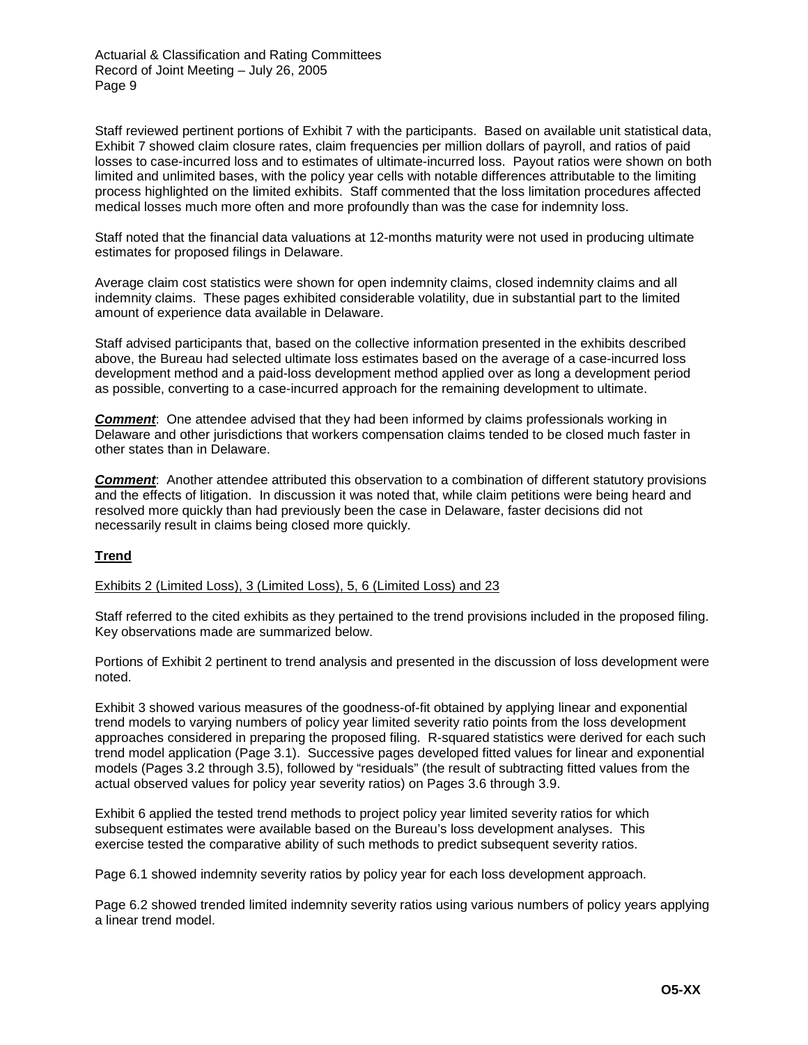Staff reviewed pertinent portions of Exhibit 7 with the participants. Based on available unit statistical data, Exhibit 7 showed claim closure rates, claim frequencies per million dollars of payroll, and ratios of paid losses to case-incurred loss and to estimates of ultimate-incurred loss. Payout ratios were shown on both limited and unlimited bases, with the policy year cells with notable differences attributable to the limiting process highlighted on the limited exhibits. Staff commented that the loss limitation procedures affected medical losses much more often and more profoundly than was the case for indemnity loss.

Staff noted that the financial data valuations at 12-months maturity were not used in producing ultimate estimates for proposed filings in Delaware.

Average claim cost statistics were shown for open indemnity claims, closed indemnity claims and all indemnity claims. These pages exhibited considerable volatility, due in substantial part to the limited amount of experience data available in Delaware.

Staff advised participants that, based on the collective information presented in the exhibits described above, the Bureau had selected ultimate loss estimates based on the average of a case-incurred loss development method and a paid-loss development method applied over as long a development period as possible, converting to a case-incurred approach for the remaining development to ultimate.

***Comment***: One attendee advised that they had been informed by claims professionals working in Delaware and other jurisdictions that workers compensation claims tended to be closed much faster in other states than in Delaware.

***Comment***: Another attendee attributed this observation to a combination of different statutory provisions and the effects of litigation. In discussion it was noted that, while claim petitions were being heard and resolved more quickly than had previously been the case in Delaware, faster decisions did not necessarily result in claims being closed more quickly.

## Trend

Exhibits 2 (Limited Loss), 3 (Limited Loss), 5, 6 (Limited Loss) and 23

Staff referred to the cited exhibits as they pertained to the trend provisions included in the proposed filing. Key observations made are summarized below.

Portions of Exhibit 2 pertinent to trend analysis and presented in the discussion of loss development were noted.

Exhibit 3 showed various measures of the goodness-of-fit obtained by applying linear and exponential trend models to varying numbers of policy year limited severity ratio points from the loss development approaches considered in preparing the proposed filing. R-squared statistics were derived for each such trend model application (Page 3.1). Successive pages developed fitted values for linear and exponential models (Pages 3.2 through 3.5), followed by "residuals" (the result of subtracting fitted values from the actual observed values for policy year severity ratios) on Pages 3.6 through 3.9.

Exhibit 6 applied the tested trend methods to project policy year limited severity ratios for which subsequent estimates were available based on the Bureau's loss development analyses. This exercise tested the comparative ability of such methods to predict subsequent severity ratios.

Page 6.1 showed indemnity severity ratios by policy year for each loss development approach.

Page 6.2 showed trended limited indemnity severity ratios using various numbers of policy years applying a linear trend model.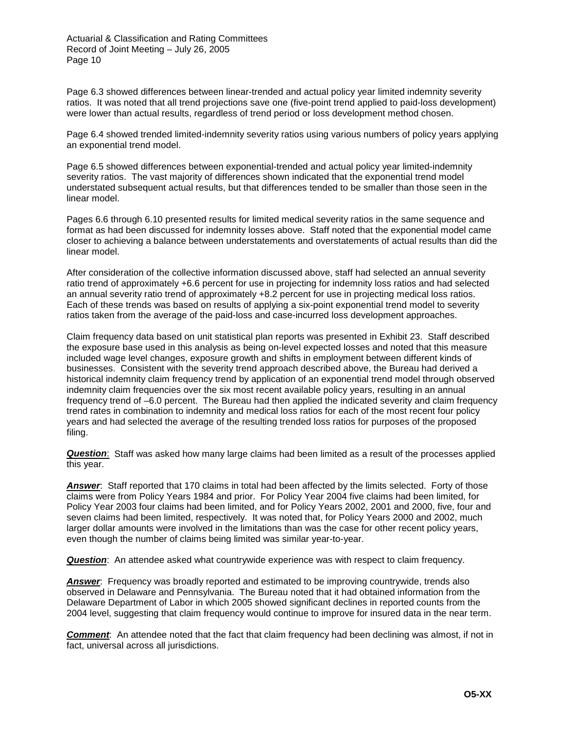Page 6.3 showed differences between linear-trended and actual policy year limited indemnity severity ratios. It was noted that all trend projections save one (five-point trend applied to paid-loss development) were lower than actual results, regardless of trend period or loss development method chosen.

Page 6.4 showed trended limited-indemnity severity ratios using various numbers of policy years applying an exponential trend model.

Page 6.5 showed differences between exponential-trended and actual policy year limited-indemnity severity ratios. The vast majority of differences shown indicated that the exponential trend model understated subsequent actual results, but that differences tended to be smaller than those seen in the linear model.

Pages 6.6 through 6.10 presented results for limited medical severity ratios in the same sequence and format as had been discussed for indemnity losses above. Staff noted that the exponential model came closer to achieving a balance between understatements and overstatements of actual results than did the linear model.

After consideration of the collective information discussed above, staff had selected an annual severity ratio trend of approximately +6.6 percent for use in projecting for indemnity loss ratios and had selected an annual severity ratio trend of approximately +8.2 percent for use in projecting medical loss ratios. Each of these trends was based on results of applying a six-point exponential trend model to severity ratios taken from the average of the paid-loss and case-incurred loss development approaches.

Claim frequency data based on unit statistical plan reports was presented in Exhibit 23. Staff described the exposure base used in this analysis as being on-level expected losses and noted that this measure included wage level changes, exposure growth and shifts in employment between different kinds of businesses. Consistent with the severity trend approach described above, the Bureau had derived a historical indemnity claim frequency trend by application of an exponential trend model through observed indemnity claim frequencies over the six most recent available policy years, resulting in an annual frequency trend of –6.0 percent. The Bureau had then applied the indicated severity and claim frequency trend rates in combination to indemnity and medical loss ratios for each of the most recent four policy years and had selected the average of the resulting trended loss ratios for purposes of the proposed filing.

***Question***: Staff was asked how many large claims had been limited as a result of the processes applied this year.

***Answer***: Staff reported that 170 claims in total had been affected by the limits selected. Forty of those claims were from Policy Years 1984 and prior. For Policy Year 2004 five claims had been limited, for Policy Year 2003 four claims had been limited, and for Policy Years 2002, 2001 and 2000, five, four and seven claims had been limited, respectively. It was noted that, for Policy Years 2000 and 2002, much larger dollar amounts were involved in the limitations than was the case for other recent policy years, even though the number of claims being limited was similar year-to-year.

***Question***: An attendee asked what countrywide experience was with respect to claim frequency.

***Answer***: Frequency was broadly reported and estimated to be improving countrywide, trends also observed in Delaware and Pennsylvania. The Bureau noted that it had obtained information from the Delaware Department of Labor in which 2005 showed significant declines in reported counts from the 2004 level, suggesting that claim frequency would continue to improve for insured data in the near term.

***Comment***: An attendee noted that the fact that claim frequency had been declining was almost, if not in fact, universal across all jurisdictions.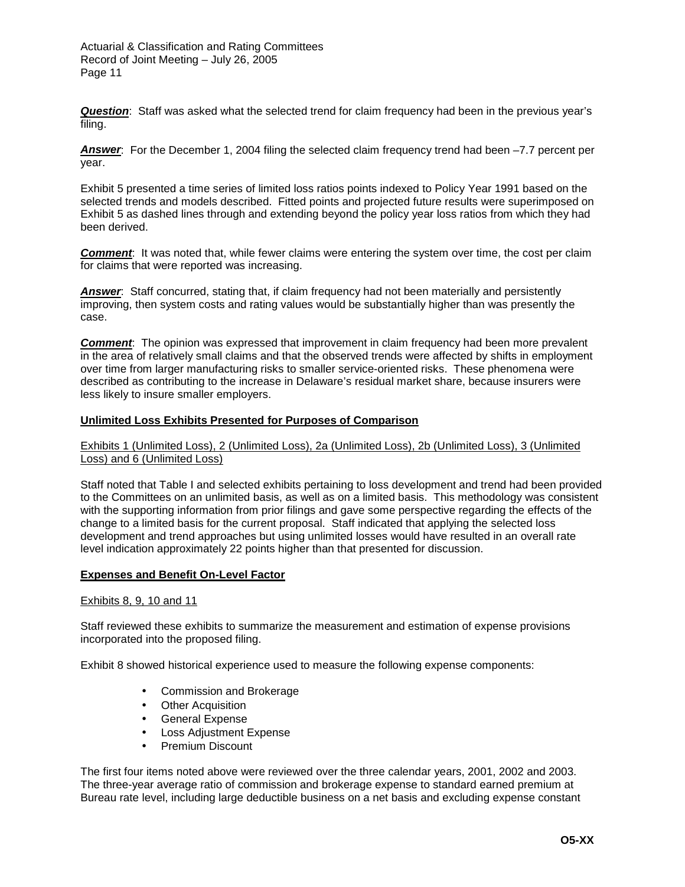***Question***: Staff was asked what the selected trend for claim frequency had been in the previous year's filing.

***Answer***: For the December 1, 2004 filing the selected claim frequency trend had been –7.7 percent per year.

Exhibit 5 presented a time series of limited loss ratios points indexed to Policy Year 1991 based on the selected trends and models described. Fitted points and projected future results were superimposed on Exhibit 5 as dashed lines through and extending beyond the policy year loss ratios from which they had been derived.

***Comment***: It was noted that, while fewer claims were entering the system over time, the cost per claim for claims that were reported was increasing.

***Answer***: Staff concurred, stating that, if claim frequency had not been materially and persistently improving, then system costs and rating values would be substantially higher than was presently the case.

***Comment***: The opinion was expressed that improvement in claim frequency had been more prevalent in the area of relatively small claims and that the observed trends were affected by shifts in employment over time from larger manufacturing risks to smaller service-oriented risks. These phenomena were described as contributing to the increase in Delaware's residual market share, because insurers were less likely to insure smaller employers.

**Unlimited Loss Exhibits Presented for Purposes of Comparison**

Exhibits 1 (Unlimited Loss), 2 (Unlimited Loss), 2a (Unlimited Loss), 2b (Unlimited Loss), 3 (Unlimited Loss) and 6 (Unlimited Loss)

Staff noted that Table I and selected exhibits pertaining to loss development and trend had been provided to the Committees on an unlimited basis, as well as on a limited basis. This methodology was consistent with the supporting information from prior filings and gave some perspective regarding the effects of the change to a limited basis for the current proposal. Staff indicated that applying the selected loss development and trend approaches but using unlimited losses would have resulted in an overall rate level indication approximately 22 points higher than that presented for discussion.

**Expenses and Benefit On-Level Factor**

Exhibits 8, 9, 10 and 11

Staff reviewed these exhibits to summarize the measurement and estimation of expense provisions incorporated into the proposed filing.

Exhibit 8 showed historical experience used to measure the following expense components:

- Commission and Brokerage
- Other Acquisition
- General Expense
- Loss Adjustment Expense
- Premium Discount

The first four items noted above were reviewed over the three calendar years, 2001, 2002 and 2003. The three-year average ratio of commission and brokerage expense to standard earned premium at Bureau rate level, including large deductible business on a net basis and excluding expense constant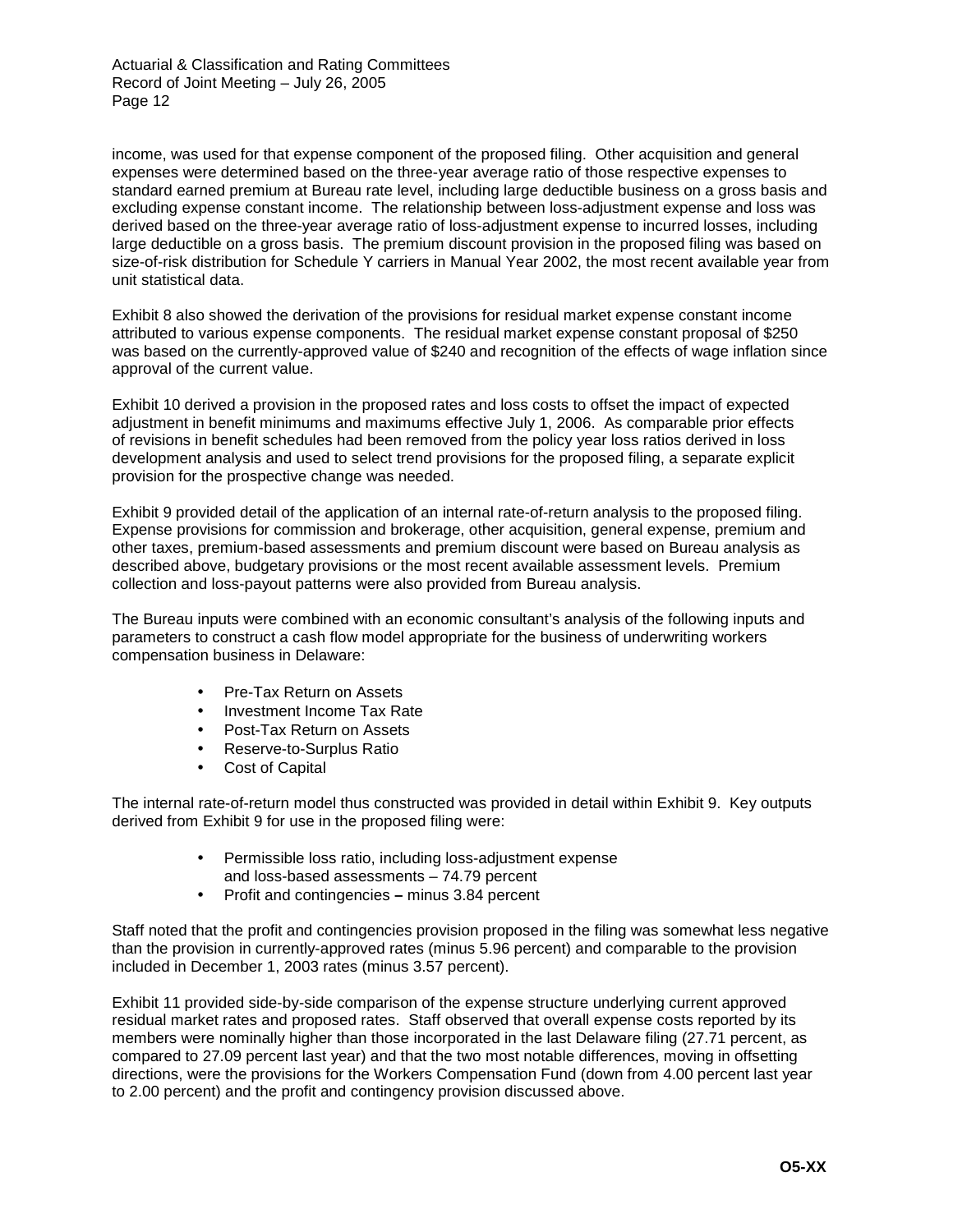income, was used for that expense component of the proposed filing. Other acquisition and general expenses were determined based on the three-year average ratio of those respective expenses to standard earned premium at Bureau rate level, including large deductible business on a gross basis and excluding expense constant income. The relationship between loss-adjustment expense and loss was derived based on the three-year average ratio of loss-adjustment expense to incurred losses, including large deductible on a gross basis. The premium discount provision in the proposed filing was based on size-of-risk distribution for Schedule Y carriers in Manual Year 2002, the most recent available year from unit statistical data.

Exhibit 8 also showed the derivation of the provisions for residual market expense constant income attributed to various expense components. The residual market expense constant proposal of $250 was based on the currently-approved value of $240 and recognition of the effects of wage inflation since approval of the current value.

Exhibit 10 derived a provision in the proposed rates and loss costs to offset the impact of expected adjustment in benefit minimums and maximums effective July 1, 2006. As comparable prior effects of revisions in benefit schedules had been removed from the policy year loss ratios derived in loss development analysis and used to select trend provisions for the proposed filing, a separate explicit provision for the prospective change was needed.

Exhibit 9 provided detail of the application of an internal rate-of-return analysis to the proposed filing. Expense provisions for commission and brokerage, other acquisition, general expense, premium and other taxes, premium-based assessments and premium discount were based on Bureau analysis as described above, budgetary provisions or the most recent available assessment levels. Premium collection and loss-payout patterns were also provided from Bureau analysis.

The Bureau inputs were combined with an economic consultant's analysis of the following inputs and parameters to construct a cash flow model appropriate for the business of underwriting workers compensation business in Delaware:

- Pre-Tax Return on Assets
- Investment Income Tax Rate
- Post-Tax Return on Assets
- Reserve-to-Surplus Ratio
- Cost of Capital

The internal rate-of-return model thus constructed was provided in detail within Exhibit 9. Key outputs derived from Exhibit 9 for use in the proposed filing were:

- Permissible loss ratio, including loss-adjustment expense and loss-based assessments – 74.79 percent
- Profit and contingencies **–** minus 3.84 percent

Staff noted that the profit and contingencies provision proposed in the filing was somewhat less negative than the provision in currently-approved rates (minus 5.96 percent) and comparable to the provision included in December 1, 2003 rates (minus 3.57 percent).

Exhibit 11 provided side-by-side comparison of the expense structure underlying current approved residual market rates and proposed rates. Staff observed that overall expense costs reported by its members were nominally higher than those incorporated in the last Delaware filing (27.71 percent, as compared to 27.09 percent last year) and that the two most notable differences, moving in offsetting directions, were the provisions for the Workers Compensation Fund (down from 4.00 percent last year to 2.00 percent) and the profit and contingency provision discussed above.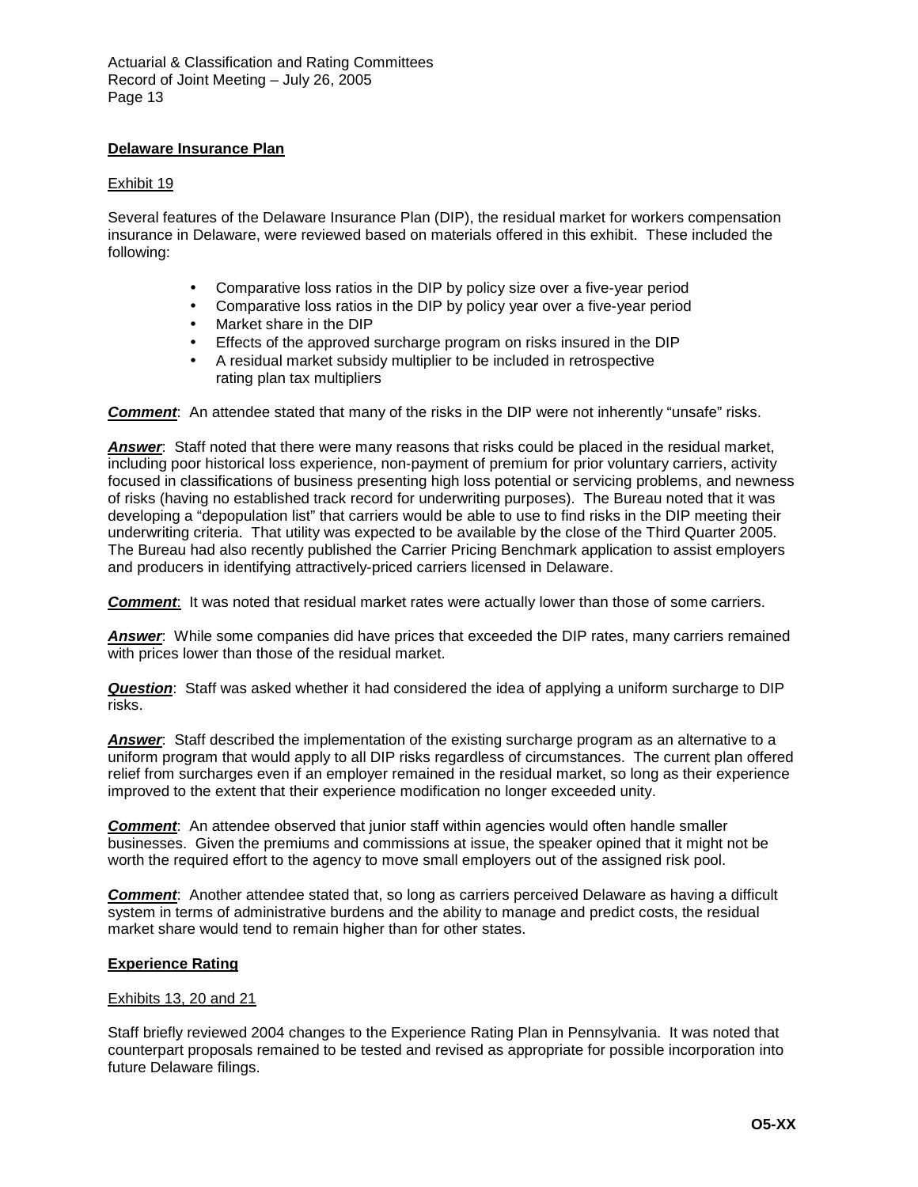**Delaware Insurance Plan**

Exhibit 19

Several features of the Delaware Insurance Plan (DIP), the residual market for workers compensation insurance in Delaware, were reviewed based on materials offered in this exhibit. These included the following:

- Comparative loss ratios in the DIP by policy size over a five-year period
- Comparative loss ratios in the DIP by policy year over a five-year period
- Market share in the DIP
- Effects of the approved surcharge program on risks insured in the DIP
- A residual market subsidy multiplier to be included in retrospective rating plan tax multipliers

***Comment***: An attendee stated that many of the risks in the DIP were not inherently "unsafe" risks.

***Answer***: Staff noted that there were many reasons that risks could be placed in the residual market, including poor historical loss experience, non-payment of premium for prior voluntary carriers, activity focused in classifications of business presenting high loss potential or servicing problems, and newness of risks (having no established track record for underwriting purposes). The Bureau noted that it was developing a "depopulation list" that carriers would be able to use to find risks in the DIP meeting their underwriting criteria. That utility was expected to be available by the close of the Third Quarter 2005. The Bureau had also recently published the Carrier Pricing Benchmark application to assist employers and producers in identifying attractively-priced carriers licensed in Delaware.

***Comment***: It was noted that residual market rates were actually lower than those of some carriers.

***Answer***: While some companies did have prices that exceeded the DIP rates, many carriers remained with prices lower than those of the residual market.

***Question***: Staff was asked whether it had considered the idea of applying a uniform surcharge to DIP risks.

***Answer***: Staff described the implementation of the existing surcharge program as an alternative to a uniform program that would apply to all DIP risks regardless of circumstances. The current plan offered relief from surcharges even if an employer remained in the residual market, so long as their experience improved to the extent that their experience modification no longer exceeded unity.

***Comment***: An attendee observed that junior staff within agencies would often handle smaller businesses. Given the premiums and commissions at issue, the speaker opined that it might not be worth the required effort to the agency to move small employers out of the assigned risk pool.

***Comment***: Another attendee stated that, so long as carriers perceived Delaware as having a difficult system in terms of administrative burdens and the ability to manage and predict costs, the residual market share would tend to remain higher than for other states.

**Experience Rating**

Exhibits 13, 20 and 21

Staff briefly reviewed 2004 changes to the Experience Rating Plan in Pennsylvania. It was noted that counterpart proposals remained to be tested and revised as appropriate for possible incorporation into future Delaware filings.

**O5-XX**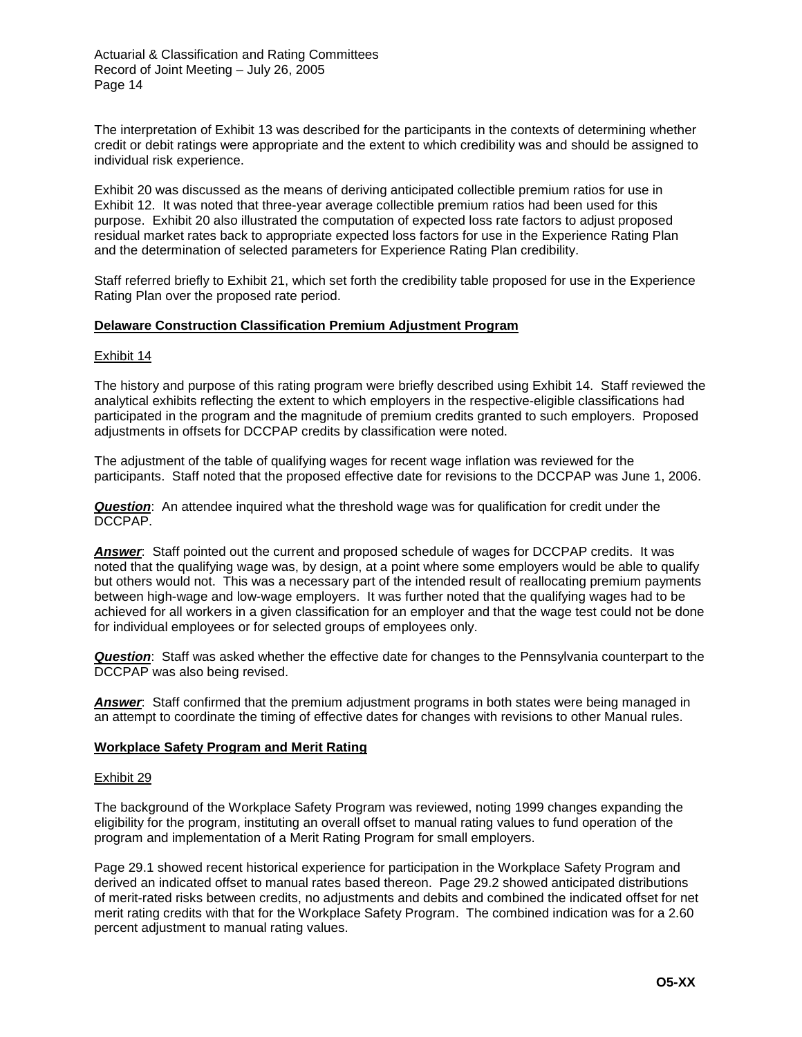The interpretation of Exhibit 13 was described for the participants in the contexts of determining whether credit or debit ratings were appropriate and the extent to which credibility was and should be assigned to individual risk experience.

Exhibit 20 was discussed as the means of deriving anticipated collectible premium ratios for use in Exhibit 12. It was noted that three-year average collectible premium ratios had been used for this purpose. Exhibit 20 also illustrated the computation of expected loss rate factors to adjust proposed residual market rates back to appropriate expected loss factors for use in the Experience Rating Plan and the determination of selected parameters for Experience Rating Plan credibility.

Staff referred briefly to Exhibit 21, which set forth the credibility table proposed for use in the Experience Rating Plan over the proposed rate period.

**Delaware Construction Classification Premium Adjustment Program**

Exhibit 14

The history and purpose of this rating program were briefly described using Exhibit 14. Staff reviewed the analytical exhibits reflecting the extent to which employers in the respective-eligible classifications had participated in the program and the magnitude of premium credits granted to such employers. Proposed adjustments in offsets for DCCPAP credits by classification were noted.

The adjustment of the table of qualifying wages for recent wage inflation was reviewed for the participants. Staff noted that the proposed effective date for revisions to the DCCPAP was June 1, 2006.

***Question***: An attendee inquired what the threshold wage was for qualification for credit under the DCCPAP.

***Answer***: Staff pointed out the current and proposed schedule of wages for DCCPAP credits. It was noted that the qualifying wage was, by design, at a point where some employers would be able to qualify but others would not. This was a necessary part of the intended result of reallocating premium payments between high-wage and low-wage employers. It was further noted that the qualifying wages had to be achieved for all workers in a given classification for an employer and that the wage test could not be done for individual employees or for selected groups of employees only.

***Question***: Staff was asked whether the effective date for changes to the Pennsylvania counterpart to the DCCPAP was also being revised.

***Answer***: Staff confirmed that the premium adjustment programs in both states were being managed in an attempt to coordinate the timing of effective dates for changes with revisions to other Manual rules.

**Workplace Safety Program and Merit Rating**

Exhibit 29

The background of the Workplace Safety Program was reviewed, noting 1999 changes expanding the eligibility for the program, instituting an overall offset to manual rating values to fund operation of the program and implementation of a Merit Rating Program for small employers.

Page 29.1 showed recent historical experience for participation in the Workplace Safety Program and derived an indicated offset to manual rates based thereon. Page 29.2 showed anticipated distributions of merit-rated risks between credits, no adjustments and debits and combined the indicated offset for net merit rating credits with that for the Workplace Safety Program. The combined indication was for a 2.60 percent adjustment to manual rating values.

**O5-XX**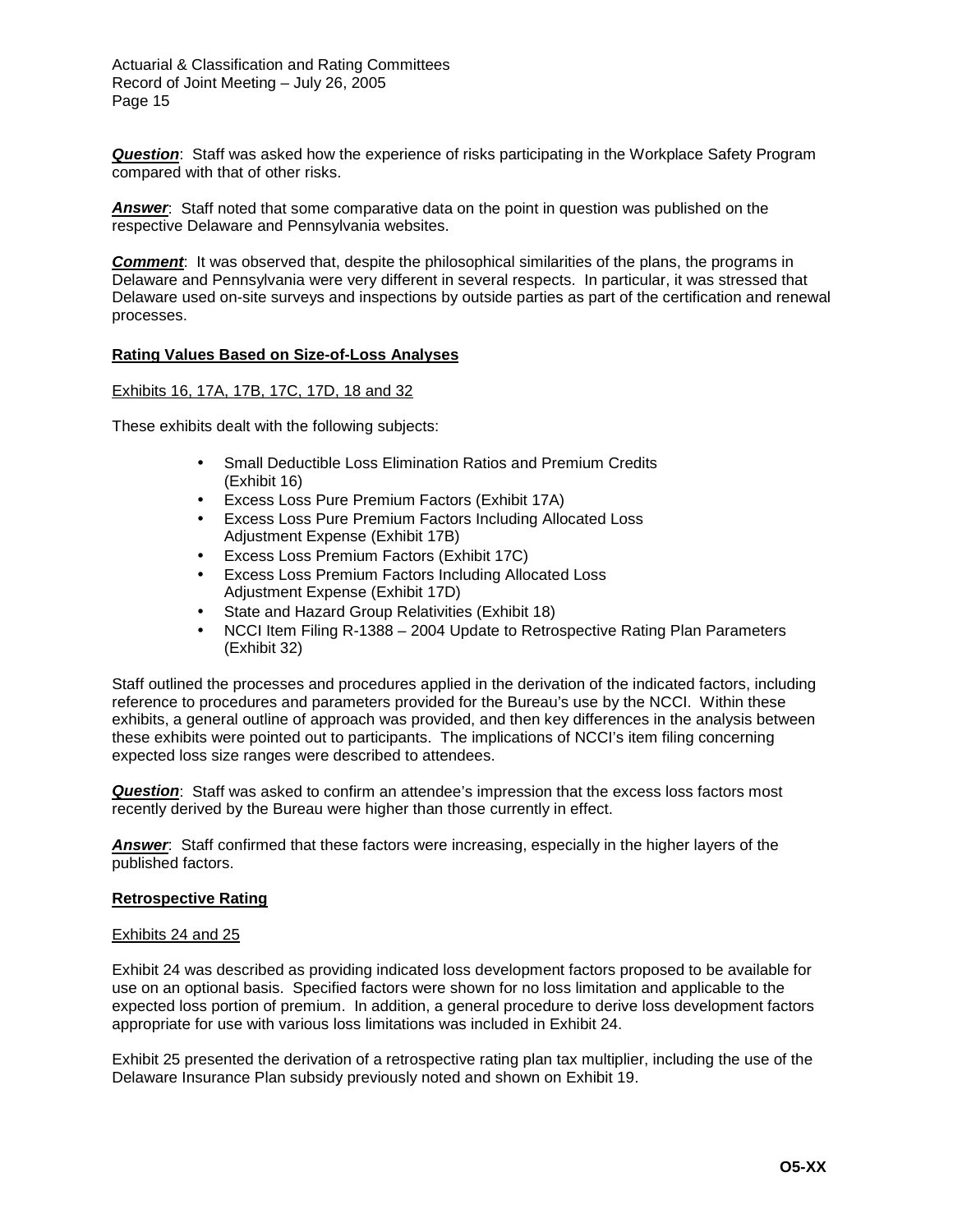***Question***: Staff was asked how the experience of risks participating in the Workplace Safety Program compared with that of other risks.

***Answer***: Staff noted that some comparative data on the point in question was published on the respective Delaware and Pennsylvania websites.

***Comment***: It was observed that, despite the philosophical similarities of the plans, the programs in Delaware and Pennsylvania were very different in several respects. In particular, it was stressed that Delaware used on-site surveys and inspections by outside parties as part of the certification and renewal processes.

**Rating Values Based on Size-of-Loss Analyses**

Exhibits 16, 17A, 17B, 17C, 17D, 18 and 32

These exhibits dealt with the following subjects:

- Small Deductible Loss Elimination Ratios and Premium Credits (Exhibit 16)
- Excess Loss Pure Premium Factors (Exhibit 17A)
- Excess Loss Pure Premium Factors Including Allocated Loss Adjustment Expense (Exhibit 17B)
- Excess Loss Premium Factors (Exhibit 17C)
- Excess Loss Premium Factors Including Allocated Loss Adjustment Expense (Exhibit 17D)
- State and Hazard Group Relativities (Exhibit 18)
- NCCI Item Filing R-1388 – 2004 Update to Retrospective Rating Plan Parameters (Exhibit 32)

Staff outlined the processes and procedures applied in the derivation of the indicated factors, including reference to procedures and parameters provided for the Bureau's use by the NCCI. Within these exhibits, a general outline of approach was provided, and then key differences in the analysis between these exhibits were pointed out to participants. The implications of NCCI's item filing concerning expected loss size ranges were described to attendees.

***Question***: Staff was asked to confirm an attendee's impression that the excess loss factors most recently derived by the Bureau were higher than those currently in effect.

***Answer***: Staff confirmed that these factors were increasing, especially in the higher layers of the published factors.

**Retrospective Rating**

Exhibits 24 and 25

Exhibit 24 was described as providing indicated loss development factors proposed to be available for use on an optional basis. Specified factors were shown for no loss limitation and applicable to the expected loss portion of premium. In addition, a general procedure to derive loss development factors appropriate for use with various loss limitations was included in Exhibit 24.

Exhibit 25 presented the derivation of a retrospective rating plan tax multiplier, including the use of the Delaware Insurance Plan subsidy previously noted and shown on Exhibit 19.

**O5-XX**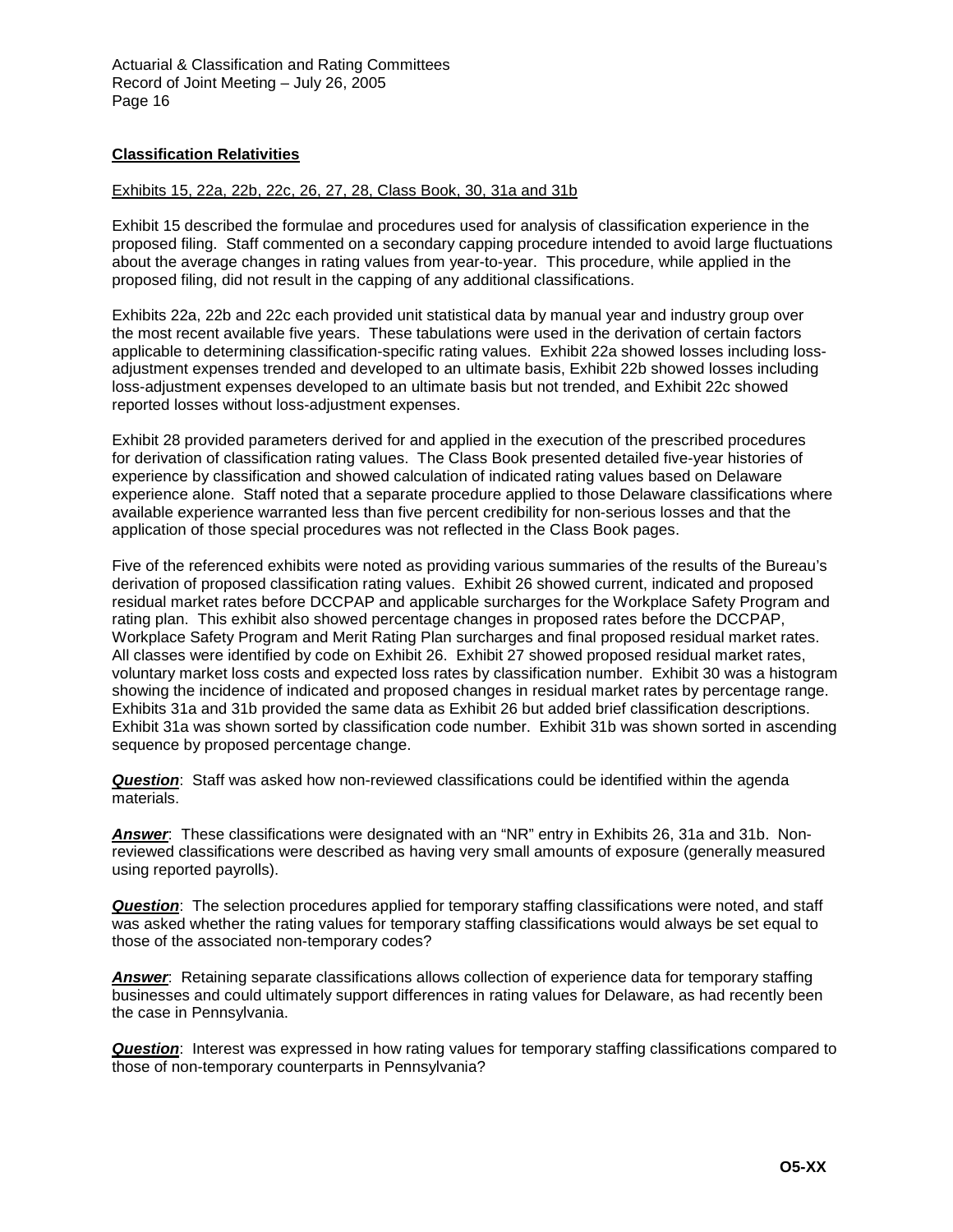## Classification Relativities

Exhibits 15, 22a, 22b, 22c, 26, 27, 28, Class Book, 30, 31a and 31b

Exhibit 15 described the formulae and procedures used for analysis of classification experience in the proposed filing. Staff commented on a secondary capping procedure intended to avoid large fluctuations about the average changes in rating values from year-to-year. This procedure, while applied in the proposed filing, did not result in the capping of any additional classifications.

Exhibits 22a, 22b and 22c each provided unit statistical data by manual year and industry group over the most recent available five years. These tabulations were used in the derivation of certain factors applicable to determining classification-specific rating values. Exhibit 22a showed losses including loss-adjustment expenses trended and developed to an ultimate basis, Exhibit 22b showed losses including loss-adjustment expenses developed to an ultimate basis but not trended, and Exhibit 22c showed reported losses without loss-adjustment expenses.

Exhibit 28 provided parameters derived for and applied in the execution of the prescribed procedures for derivation of classification rating values. The Class Book presented detailed five-year histories of experience by classification and showed calculation of indicated rating values based on Delaware experience alone. Staff noted that a separate procedure applied to those Delaware classifications where available experience warranted less than five percent credibility for non-serious losses and that the application of those special procedures was not reflected in the Class Book pages.

Five of the referenced exhibits were noted as providing various summaries of the results of the Bureau's derivation of proposed classification rating values. Exhibit 26 showed current, indicated and proposed residual market rates before DCCPAP and applicable surcharges for the Workplace Safety Program and rating plan. This exhibit also showed percentage changes in proposed rates before the DCCPAP, Workplace Safety Program and Merit Rating Plan surcharges and final proposed residual market rates. All classes were identified by code on Exhibit 26. Exhibit 27 showed proposed residual market rates, voluntary market loss costs and expected loss rates by classification number. Exhibit 30 was a histogram showing the incidence of indicated and proposed changes in residual market rates by percentage range. Exhibits 31a and 31b provided the same data as Exhibit 26 but added brief classification descriptions. Exhibit 31a was shown sorted by classification code number. Exhibit 31b was shown sorted in ascending sequence by proposed percentage change.

***Question***: Staff was asked how non-reviewed classifications could be identified within the agenda materials.

***Answer***: These classifications were designated with an "NR" entry in Exhibits 26, 31a and 31b. Non-reviewed classifications were described as having very small amounts of exposure (generally measured using reported payrolls).

***Question***: The selection procedures applied for temporary staffing classifications were noted, and staff was asked whether the rating values for temporary staffing classifications would always be set equal to those of the associated non-temporary codes?

***Answer***: Retaining separate classifications allows collection of experience data for temporary staffing businesses and could ultimately support differences in rating values for Delaware, as had recently been the case in Pennsylvania.

***Question***: Interest was expressed in how rating values for temporary staffing classifications compared to those of non-temporary counterparts in Pennsylvania?

**O5-XX**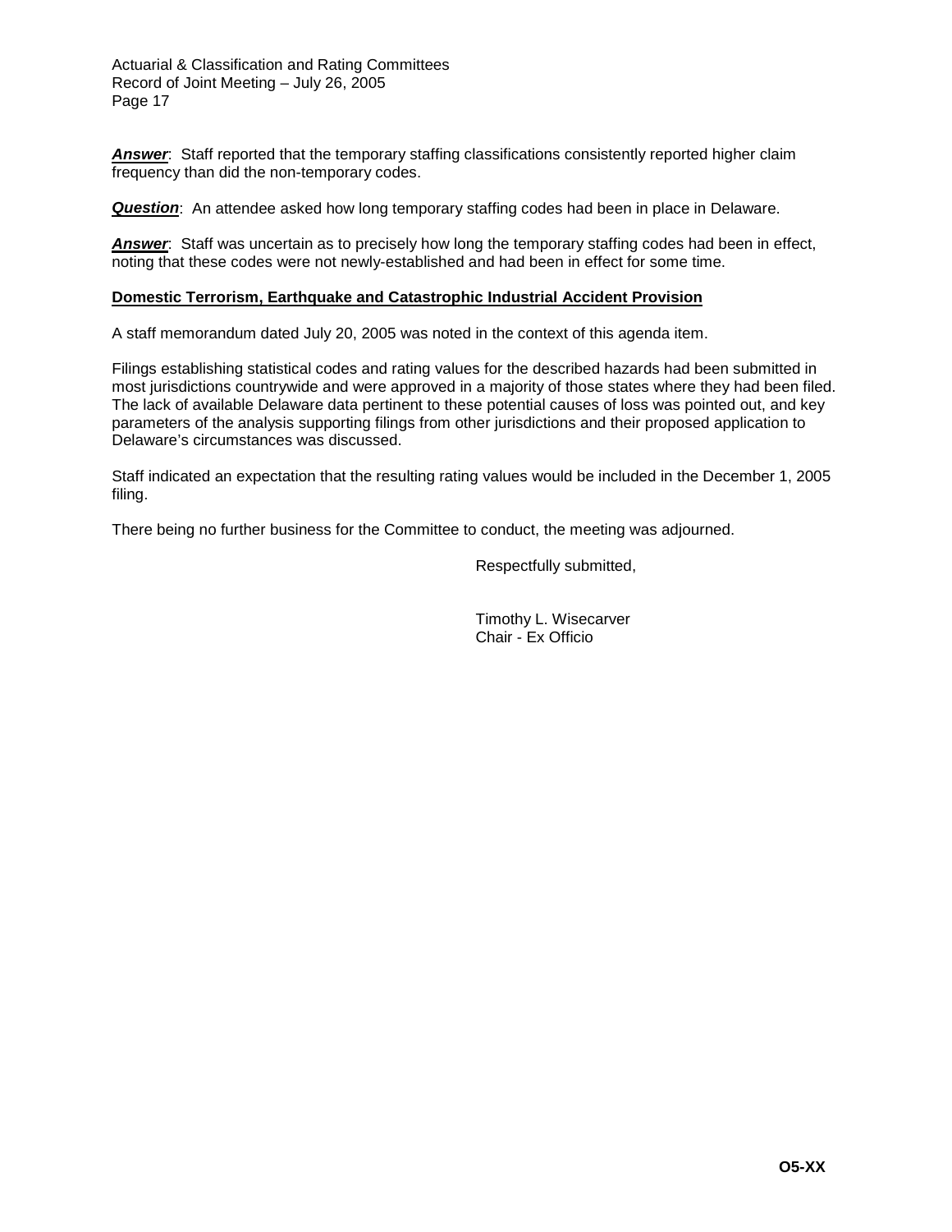***Answer***: Staff reported that the temporary staffing classifications consistently reported higher claim frequency than did the non-temporary codes.

***Question***: An attendee asked how long temporary staffing codes had been in place in Delaware.

***Answer***: Staff was uncertain as to precisely how long the temporary staffing codes had been in effect, noting that these codes were not newly-established and had been in effect for some time.

**Domestic Terrorism, Earthquake and Catastrophic Industrial Accident Provision**

A staff memorandum dated July 20, 2005 was noted in the context of this agenda item.

Filings establishing statistical codes and rating values for the described hazards had been submitted in most jurisdictions countrywide and were approved in a majority of those states where they had been filed. The lack of available Delaware data pertinent to these potential causes of loss was pointed out, and key parameters of the analysis supporting filings from other jurisdictions and their proposed application to Delaware's circumstances was discussed.

Staff indicated an expectation that the resulting rating values would be included in the December 1, 2005 filing.

There being no further business for the Committee to conduct, the meeting was adjourned.

Respectfully submitted,

Timothy L. Wisecarver
Chair - Ex Officio

**O5-XX**